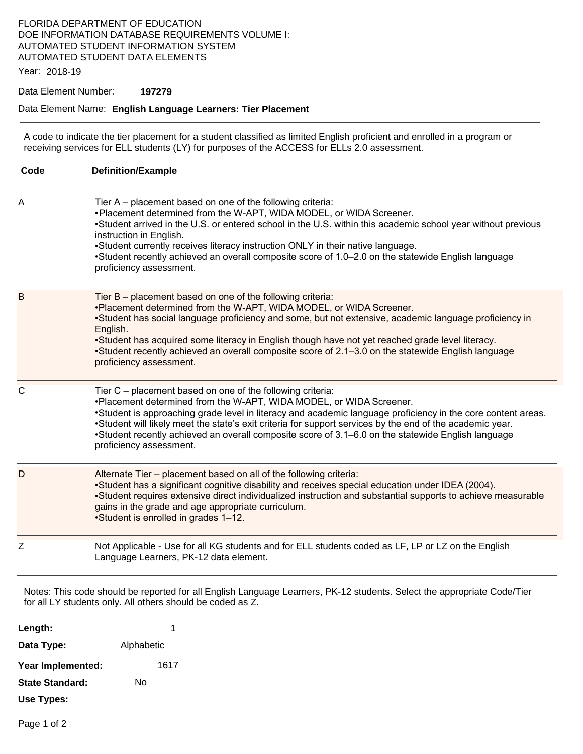FLORIDA DEPARTMENT OF EDUCATION
DOE INFORMATION DATABASE REQUIREMENTS VOLUME I:
AUTOMATED STUDENT INFORMATION SYSTEM
AUTOMATED STUDENT DATA ELEMENTS

Year: 2018-19

Data Element Number: **197279**

Data Element Name: **English Language Learners: Tier Placement**

---

A code to indicate the tier placement for a student classified as limited English proficient and enrolled in a program or receiving services for ELL students (LY) for purposes of the ACCESS for ELLs 2.0 assessment.

| Code | Definition/Example |
|---|---|
| A | Tier A – placement based on one of the following criteria:<br>•Placement determined from the W-APT, WIDA MODEL, or WIDA Screener.<br>•Student arrived in the U.S. or entered school in the U.S. within this academic school year without previous instruction in English.<br>•Student currently receives literacy instruction ONLY in their native language.<br>•Student recently achieved an overall composite score of 1.0–2.0 on the statewide English language proficiency assessment. |
| B | Tier B – placement based on one of the following criteria:<br>•Placement determined from the W-APT, WIDA MODEL, or WIDA Screener.<br>•Student has social language proficiency and some, but not extensive, academic language proficiency in English.<br>•Student has acquired some literacy in English though have not yet reached grade level literacy.<br>•Student recently achieved an overall composite score of 2.1–3.0 on the statewide English language proficiency assessment. |
| C | Tier C – placement based on one of the following criteria:<br>•Placement determined from the W-APT, WIDA MODEL, or WIDA Screener.<br>•Student is approaching grade level in literacy and academic language proficiency in the core content areas.<br>•Student will likely meet the state's exit criteria for support services by the end of the academic year.<br>•Student recently achieved an overall composite score of 3.1–6.0 on the statewide English language proficiency assessment. |
| D | Alternate Tier – placement based on all of the following criteria:<br>•Student has a significant cognitive disability and receives special education under IDEA (2004).<br>•Student requires extensive direct individualized instruction and substantial supports to achieve measurable gains in the grade and age appropriate curriculum.<br>•Student is enrolled in grades 1–12. |
| Z | Not Applicable - Use for all KG students and for ELL students coded as LF, LP or LZ on the English Language Learners, PK-12 data element. |

Notes: This code should be reported for all English Language Learners, PK-12 students. Select the appropriate Code/Tier for all LY students only. All others should be coded as Z.

**Length:** 1

**Data Type:** Alphabetic

**Year Implemented:** 1617

**State Standard:** No

**Use Types:**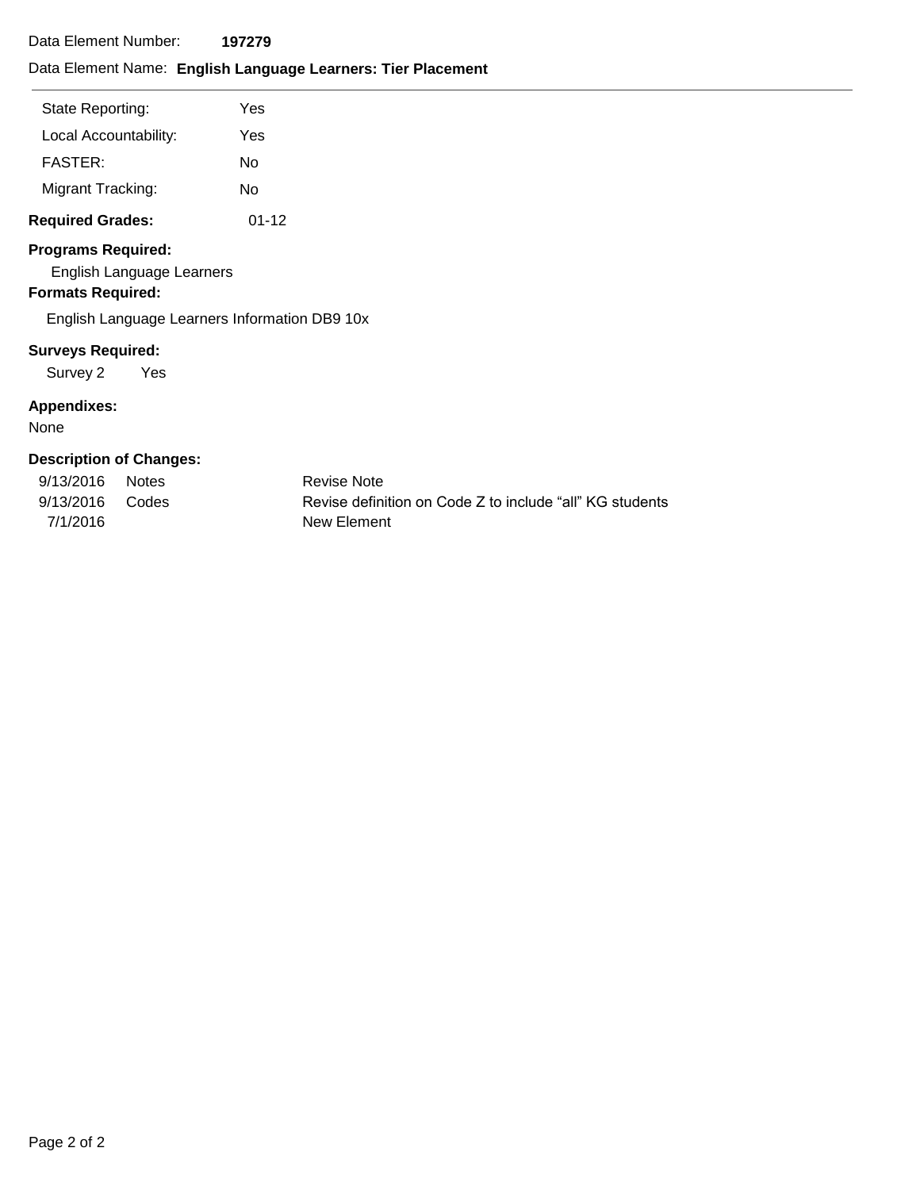Data Element Number: **197279**

Data Element Name: **English Language Learners: Tier Placement**

| | |
|---|---|
| State Reporting: | Yes |
| Local Accountability: | Yes |
| FASTER: | No |
| Migrant Tracking: | No |

**Required Grades:** 01-12

**Programs Required:**

English Language Learners

**Formats Required:**

English Language Learners Information DB9 10x

**Surveys Required:**

Survey 2 Yes

**Appendixes:**

None

**Description of Changes:**

| | | |
|---|---|---|
| 9/13/2016 | Notes | Revise Note |
| 9/13/2016 | Codes | Revise definition on Code Z to include "all" KG students |
| 7/1/2016 | | New Element |